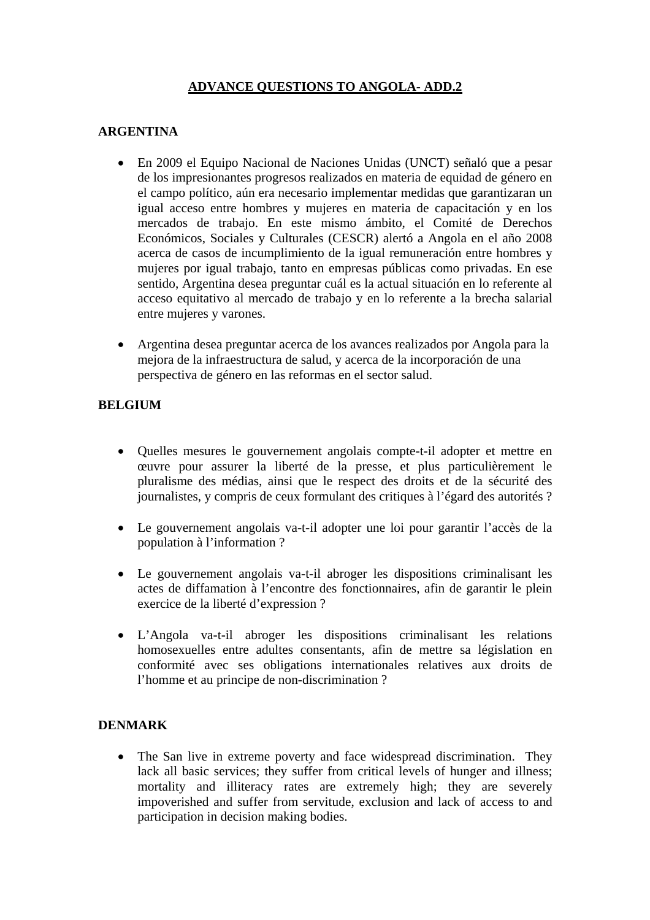# ADVANCE QUESTIONS TO ANGOLA- ADD.2

## ARGENTINA

- En 2009 el Equipo Nacional de Naciones Unidas (UNCT) señaló que a pesar de los impresionantes progresos realizados en materia de equidad de género en el campo político, aún era necesario implementar medidas que garantizaran un igual acceso entre hombres y mujeres en materia de capacitación y en los mercados de trabajo. En este mismo ámbito, el Comité de Derechos Económicos, Sociales y Culturales (CESCR) alertó a Angola en el año 2008 acerca de casos de incumplimiento de la igual remuneración entre hombres y mujeres por igual trabajo, tanto en empresas públicas como privadas. En ese sentido, Argentina desea preguntar cuál es la actual situación en lo referente al acceso equitativo al mercado de trabajo y en lo referente a la brecha salarial entre mujeres y varones.

- Argentina desea preguntar acerca de los avances realizados por Angola para la mejora de la infraestructura de salud, y acerca de la incorporación de una perspectiva de género en las reformas en el sector salud.

## BELGIUM

- Quelles mesures le gouvernement angolais compte-t-il adopter et mettre en œuvre pour assurer la liberté de la presse, et plus particulièrement le pluralisme des médias, ainsi que le respect des droits et de la sécurité des journalistes, y compris de ceux formulant des critiques à l'égard des autorités ?

- Le gouvernement angolais va-t-il adopter une loi pour garantir l'accès de la population à l'information ?

- Le gouvernement angolais va-t-il abroger les dispositions criminalisant les actes de diffamation à l'encontre des fonctionnaires, afin de garantir le plein exercice de la liberté d'expression ?

- L'Angola va-t-il abroger les dispositions criminalisant les relations homosexuelles entre adultes consentants, afin de mettre sa législation en conformité avec ses obligations internationales relatives aux droits de l'homme et au principe de non-discrimination ?

## DENMARK

- The San live in extreme poverty and face widespread discrimination. They lack all basic services; they suffer from critical levels of hunger and illness; mortality and illiteracy rates are extremely high; they are severely impoverished and suffer from servitude, exclusion and lack of access to and participation in decision making bodies.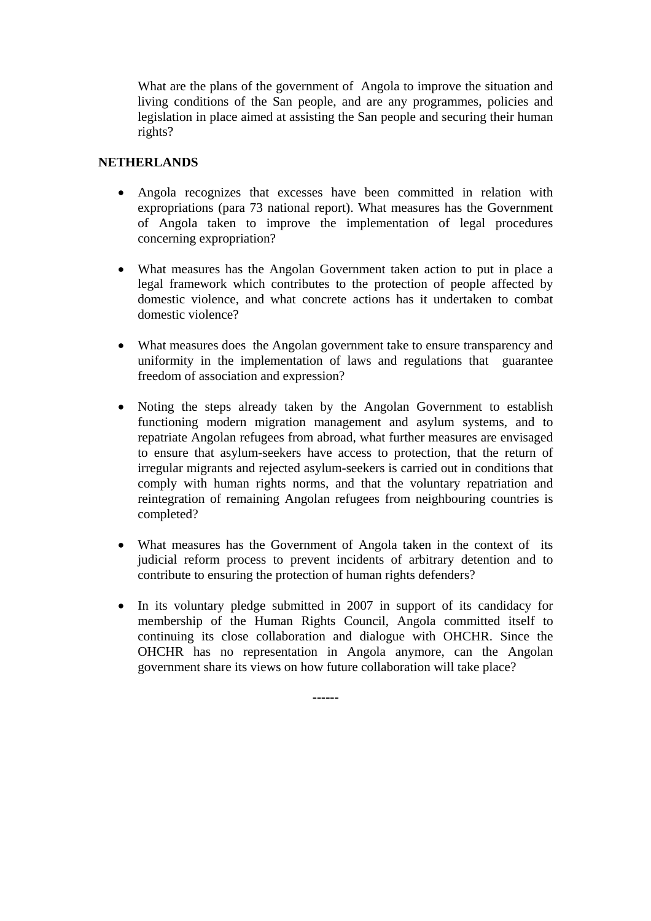What are the plans of the government of Angola to improve the situation and living conditions of the San people, and are any programmes, policies and legislation in place aimed at assisting the San people and securing their human rights?

**NETHERLANDS**

- Angola recognizes that excesses have been committed in relation with expropriations (para 73 national report). What measures has the Government of Angola taken to improve the implementation of legal procedures concerning expropriation?

- What measures has the Angolan Government taken action to put in place a legal framework which contributes to the protection of people affected by domestic violence, and what concrete actions has it undertaken to combat domestic violence?

- What measures does the Angolan government take to ensure transparency and uniformity in the implementation of laws and regulations that guarantee freedom of association and expression?

- Noting the steps already taken by the Angolan Government to establish functioning modern migration management and asylum systems, and to repatriate Angolan refugees from abroad, what further measures are envisaged to ensure that asylum-seekers have access to protection, that the return of irregular migrants and rejected asylum-seekers is carried out in conditions that comply with human rights norms, and that the voluntary repatriation and reintegration of remaining Angolan refugees from neighbouring countries is completed?

- What measures has the Government of Angola taken in the context of its judicial reform process to prevent incidents of arbitrary detention and to contribute to ensuring the protection of human rights defenders?

- In its voluntary pledge submitted in 2007 in support of its candidacy for membership of the Human Rights Council, Angola committed itself to continuing its close collaboration and dialogue with OHCHR. Since the OHCHR has no representation in Angola anymore, can the Angolan government share its views on how future collaboration will take place?

------